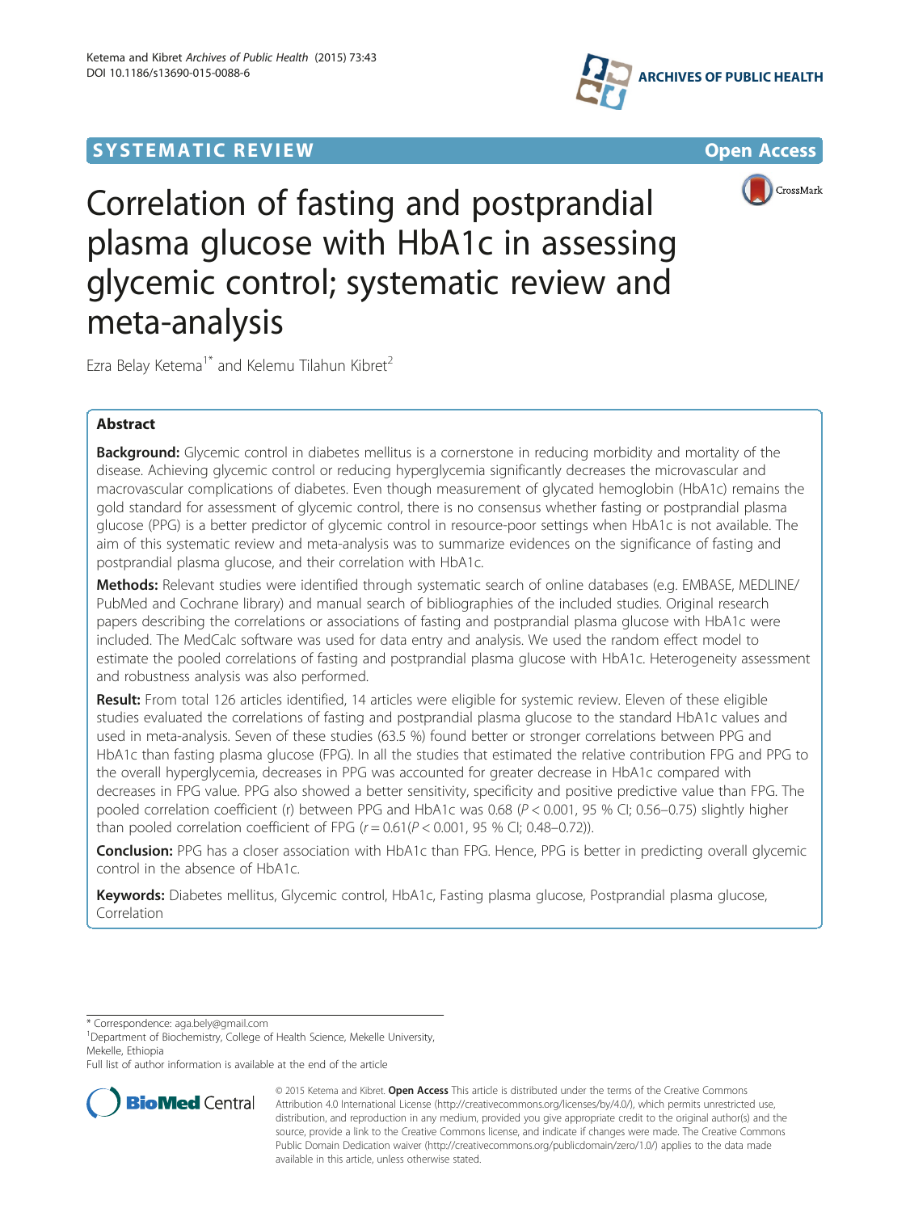SYSTEMATIC REVIEW Open Access

# Correlation of fasting and postprandial plasma glucose with HbA1c in assessing glycemic control; systematic review and meta-analysis

Ezra Belay Ketema[1*] and Kelemu Tilahun Kibret[2]

## Abstract

**Background:** Glycemic control in diabetes mellitus is a cornerstone in reducing morbidity and mortality of the disease. Achieving glycemic control or reducing hyperglycemia significantly decreases the microvascular and macrovascular complications of diabetes. Even though measurement of glycated hemoglobin (HbA1c) remains the gold standard for assessment of glycemic control, there is no consensus whether fasting or postprandial plasma glucose (PPG) is a better predictor of glycemic control in resource-poor settings when HbA1c is not available. The aim of this systematic review and meta-analysis was to summarize evidences on the significance of fasting and postprandial plasma glucose, and their correlation with HbA1c.

**Methods:** Relevant studies were identified through systematic search of online databases (e.g. EMBASE, MEDLINE/PubMed and Cochrane library) and manual search of bibliographies of the included studies. Original research papers describing the correlations or associations of fasting and postprandial plasma glucose with HbA1c were included. The MedCalc software was used for data entry and analysis. We used the random effect model to estimate the pooled correlations of fasting and postprandial plasma glucose with HbA1c. Heterogeneity assessment and robustness analysis was also performed.

**Result:** From total 126 articles identified, 14 articles were eligible for systemic review. Eleven of these eligible studies evaluated the correlations of fasting and postprandial plasma glucose to the standard HbA1c values and used in meta-analysis. Seven of these studies (63.5 %) found better or stronger correlations between PPG and HbA1c than fasting plasma glucose (FPG). In all the studies that estimated the relative contribution FPG and PPG to the overall hyperglycemia, decreases in PPG was accounted for greater decrease in HbA1c compared with decreases in FPG value. PPG also showed a better sensitivity, specificity and positive predictive value than FPG. The pooled correlation coefficient (r) between PPG and HbA1c was 0.68 ($P < 0.001$, 95 % CI; 0.56–0.75) slightly higher than pooled correlation coefficient of FPG ($r = 0.61$($P < 0.001$, 95 % CI; 0.48–0.72)).

**Conclusion:** PPG has a closer association with HbA1c than FPG. Hence, PPG is better in predicting overall glycemic control in the absence of HbA1c.

**Keywords:** Diabetes mellitus, Glycemic control, HbA1c, Fasting plasma glucose, Postprandial plasma glucose, Correlation

---

* Correspondence: aga.bely@gmail.com

[1]Department of Biochemistry, College of Health Science, Mekelle University, Mekelle, Ethiopia

Full list of author information is available at the end of the article

© 2015 Ketema and Kibret. **Open Access** This article is distributed under the terms of the Creative Commons Attribution 4.0 International License (http://creativecommons.org/licenses/by/4.0/), which permits unrestricted use, distribution, and reproduction in any medium, provided you give appropriate credit to the original author(s) and the source, provide a link to the Creative Commons license, and indicate if changes were made. The Creative Commons Public Domain Dedication waiver (http://creativecommons.org/publicdomain/zero/1.0/) applies to the data made available in this article, unless otherwise stated.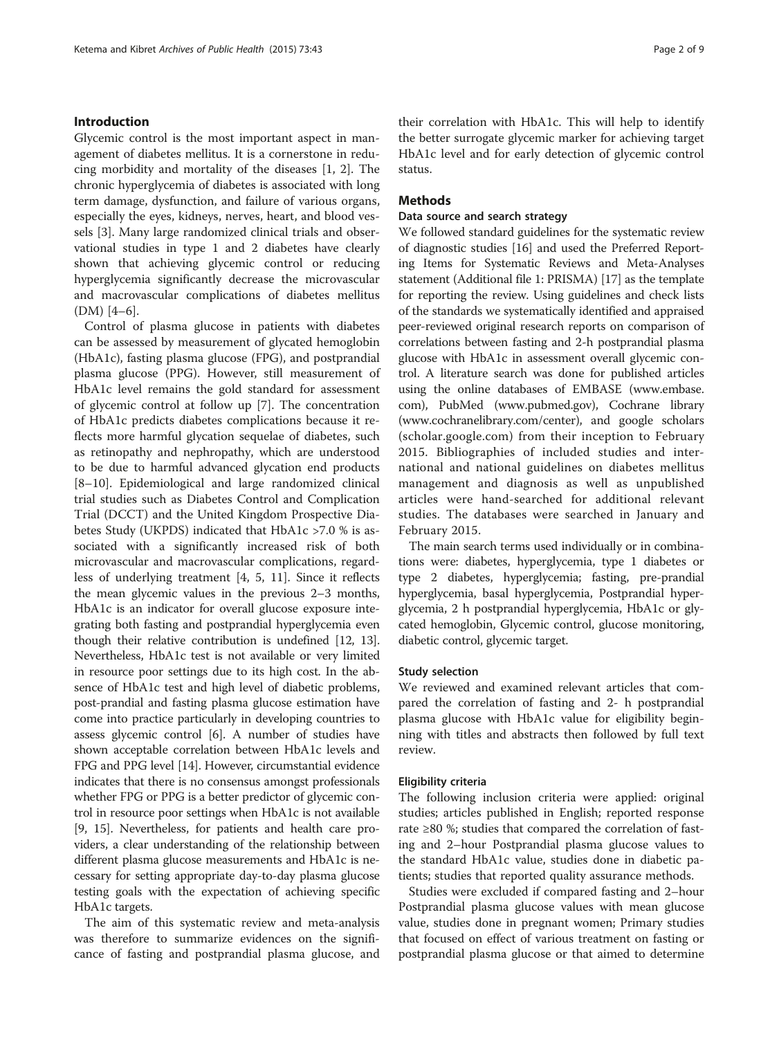## Introduction

Glycemic control is the most important aspect in management of diabetes mellitus. It is a cornerstone in reducing morbidity and mortality of the diseases [1, 2]. The chronic hyperglycemia of diabetes is associated with long term damage, dysfunction, and failure of various organs, especially the eyes, kidneys, nerves, heart, and blood vessels [3]. Many large randomized clinical trials and observational studies in type 1 and 2 diabetes have clearly shown that achieving glycemic control or reducing hyperglycemia significantly decrease the microvascular and macrovascular complications of diabetes mellitus (DM) [4–6].

Control of plasma glucose in patients with diabetes can be assessed by measurement of glycated hemoglobin (HbA1c), fasting plasma glucose (FPG), and postprandial plasma glucose (PPG). However, still measurement of HbA1c level remains the gold standard for assessment of glycemic control at follow up [7]. The concentration of HbA1c predicts diabetes complications because it reflects more harmful glycation sequelae of diabetes, such as retinopathy and nephropathy, which are understood to be due to harmful advanced glycation end products [8–10]. Epidemiological and large randomized clinical trial studies such as Diabetes Control and Complication Trial (DCCT) and the United Kingdom Prospective Diabetes Study (UKPDS) indicated that HbA1c >7.0 % is associated with a significantly increased risk of both microvascular and macrovascular complications, regardless of underlying treatment [4, 5, 11]. Since it reflects the mean glycemic values in the previous 2–3 months, HbA1c is an indicator for overall glucose exposure integrating both fasting and postprandial hyperglycemia even though their relative contribution is undefined [12, 13]. Nevertheless, HbA1c test is not available or very limited in resource poor settings due to its high cost. In the absence of HbA1c test and high level of diabetic problems, post-prandial and fasting plasma glucose estimation have come into practice particularly in developing countries to assess glycemic control [6]. A number of studies have shown acceptable correlation between HbA1c levels and FPG and PPG level [14]. However, circumstantial evidence indicates that there is no consensus amongst professionals whether FPG or PPG is a better predictor of glycemic control in resource poor settings when HbA1c is not available [9, 15]. Nevertheless, for patients and health care providers, a clear understanding of the relationship between different plasma glucose measurements and HbA1c is necessary for setting appropriate day-to-day plasma glucose testing goals with the expectation of achieving specific HbA1c targets.

The aim of this systematic review and meta-analysis was therefore to summarize evidences on the significance of fasting and postprandial plasma glucose, and their correlation with HbA1c. This will help to identify the better surrogate glycemic marker for achieving target HbA1c level and for early detection of glycemic control status.

## Methods

### Data source and search strategy

We followed standard guidelines for the systematic review of diagnostic studies [16] and used the Preferred Reporting Items for Systematic Reviews and Meta-Analyses statement (Additional file 1: PRISMA) [17] as the template for reporting the review. Using guidelines and check lists of the standards we systematically identified and appraised peer-reviewed original research reports on comparison of correlations between fasting and 2-h postprandial plasma glucose with HbA1c in assessment overall glycemic control. A literature search was done for published articles using the online databases of EMBASE (www.embase.com), PubMed (www.pubmed.gov), Cochrane library (www.cochranelibrary.com/center), and google scholars (scholar.google.com) from their inception to February 2015. Bibliographies of included studies and international and national guidelines on diabetes mellitus management and diagnosis as well as unpublished articles were hand-searched for additional relevant studies. The databases were searched in January and February 2015.

The main search terms used individually or in combinations were: diabetes, hyperglycemia, type 1 diabetes or type 2 diabetes, hyperglycemia; fasting, pre-prandial hyperglycemia, basal hyperglycemia, Postprandial hyperglycemia, 2 h postprandial hyperglycemia, HbA1c or glycated hemoglobin, Glycemic control, glucose monitoring, diabetic control, glycemic target.

### Study selection

We reviewed and examined relevant articles that compared the correlation of fasting and 2- h postprandial plasma glucose with HbA1c value for eligibility beginning with titles and abstracts then followed by full text review.

### Eligibility criteria

The following inclusion criteria were applied: original studies; articles published in English; reported response rate ≥80 %; studies that compared the correlation of fasting and 2–hour Postprandial plasma glucose values to the standard HbA1c value, studies done in diabetic patients; studies that reported quality assurance methods.

Studies were excluded if compared fasting and 2–hour Postprandial plasma glucose values with mean glucose value, studies done in pregnant women; Primary studies that focused on effect of various treatment on fasting or postprandial plasma glucose or that aimed to determine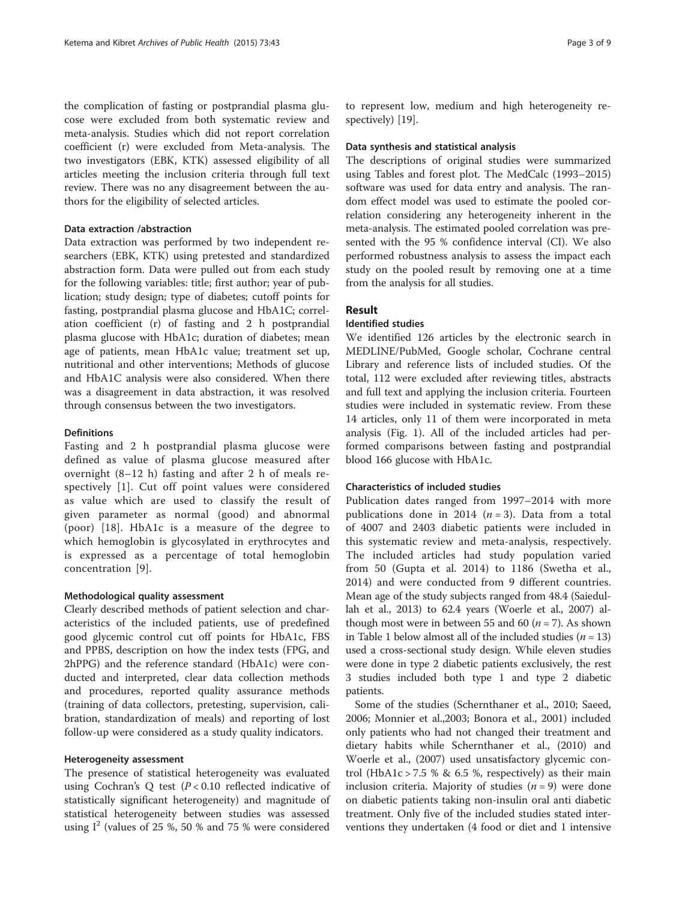the complication of fasting or postprandial plasma glucose were excluded from both systematic review and meta-analysis. Studies which did not report correlation coefficient (r) were excluded from Meta-analysis. The two investigators (EBK, KTK) assessed eligibility of all articles meeting the inclusion criteria through full text review. There was no any disagreement between the authors for the eligibility of selected articles.

### Data extraction /abstraction

Data extraction was performed by two independent researchers (EBK, KTK) using pretested and standardized abstraction form. Data were pulled out from each study for the following variables: title; first author; year of publication; study design; type of diabetes; cutoff points for fasting, postprandial plasma glucose and HbA1C; correlation coefficient (r) of fasting and 2 h postprandial plasma glucose with HbA1c; duration of diabetes; mean age of patients, mean HbA1c value; treatment set up, nutritional and other interventions; Methods of glucose and HbA1C analysis were also considered. When there was a disagreement in data abstraction, it was resolved through consensus between the two investigators.

### Definitions

Fasting and 2 h postprandial plasma glucose were defined as value of plasma glucose measured after overnight (8–12 h) fasting and after 2 h of meals respectively [1]. Cut off point values were considered as value which are used to classify the result of given parameter as normal (good) and abnormal (poor) [18]. HbA1c is a measure of the degree to which hemoglobin is glycosylated in erythrocytes and is expressed as a percentage of total hemoglobin concentration [9].

### Methodological quality assessment

Clearly described methods of patient selection and characteristics of the included patients, use of predefined good glycemic control cut off points for HbA1c, FBS and PPBS, description on how the index tests (FPG, and 2hPPG) and the reference standard (HbA1c) were conducted and interpreted, clear data collection methods and procedures, reported quality assurance methods (training of data collectors, pretesting, supervision, calibration, standardization of meals) and reporting of lost follow-up were considered as a study quality indicators.

### Heterogeneity assessment

The presence of statistical heterogeneity was evaluated using Cochran's Q test ($P < 0.10$ reflected indicative of statistically significant heterogeneity) and magnitude of statistical heterogeneity between studies was assessed using $I^2$ (values of 25 %, 50 % and 75 % were considered to represent low, medium and high heterogeneity respectively) [19].

### Data synthesis and statistical analysis

The descriptions of original studies were summarized using Tables and forest plot. The MedCalc (1993–2015) software was used for data entry and analysis. The random effect model was used to estimate the pooled correlation considering any heterogeneity inherent in the meta-analysis. The estimated pooled correlation was presented with the 95 % confidence interval (CI). We also performed robustness analysis to assess the impact each study on the pooled result by removing one at a time from the analysis for all studies.

## Result

### Identified studies

We identified 126 articles by the electronic search in MEDLINE/PubMed, Google scholar, Cochrane central Library and reference lists of included studies. Of the total, 112 were excluded after reviewing titles, abstracts and full text and applying the inclusion criteria. Fourteen studies were included in systematic review. From these 14 articles, only 11 of them were incorporated in meta analysis (Fig. 1). All of the included articles had performed comparisons between fasting and postprandial blood 166 glucose with HbA1c.

### Characteristics of included studies

Publication dates ranged from 1997–2014 with more publications done in 2014 ($n = 3$). Data from a total of 4007 and 2403 diabetic patients were included in this systematic review and meta-analysis, respectively. The included articles had study population varied from 50 (Gupta et al. 2014) to 1186 (Swetha et al., 2014) and were conducted from 9 different countries. Mean age of the study subjects ranged from 48.4 (Saiedullah et al., 2013) to 62.4 years (Woerle et al., 2007) although most were in between 55 and 60 ($n = 7$). As shown in Table 1 below almost all of the included studies ($n = 13$) used a cross-sectional study design. While eleven studies were done in type 2 diabetic patients exclusively, the rest 3 studies included both type 1 and type 2 diabetic patients.

Some of the studies (Schernthaner et al., 2010; Saeed, 2006; Monnier et al.,2003; Bonora et al., 2001) included only patients who had not changed their treatment and dietary habits while Schernthaner et al., (2010) and Woerle et al., (2007) used unsatisfactory glycemic control (HbA1c > 7.5 % & 6.5 %, respectively) as their main inclusion criteria. Majority of studies ($n = 9$) were done on diabetic patients taking non-insulin oral anti diabetic treatment. Only five of the included studies stated interventions they undertaken (4 food or diet and 1 intensive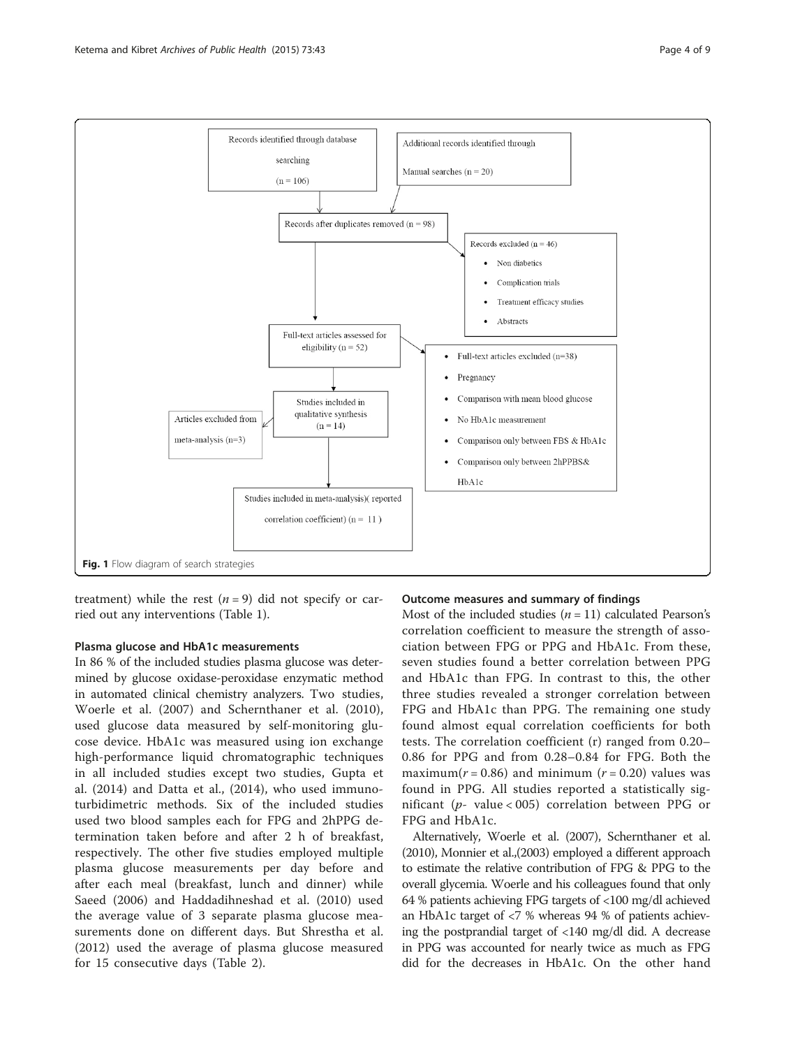Records identified through database searching (n = 106)

Additional records identified through Manual searches (n = 20)

Records after duplicates removed (n = 98)

Records excluded (n = 46)

- Non diabetics
- Complication trials
- Treatment efficacy studies
- Abstracts

Full-text articles assessed for eligibility (n = 52)

- Full-text articles excluded (n=38)
- Pregnancy
- Comparison with mean blood glucose
- No HbA1c measurement
- Comparison only between FBS & HbA1c
- Comparison only between 2hPPBS& HbA1c

Studies included in qualitative synthesis (n = 14)

Articles excluded from meta-analysis (n=3)

Studies included in meta-analysis)( reported correlation coefficient) (n = 11 )

**Fig. 1** Flow diagram of search strategies

treatment) while the rest ($n = 9$) did not specify or carried out any interventions (Table 1).

### Plasma glucose and HbA1c measurements

In 86 % of the included studies plasma glucose was determined by glucose oxidase-peroxidase enzymatic method in automated clinical chemistry analyzers. Two studies, Woerle et al. (2007) and Schernthaner et al. (2010), used glucose data measured by self-monitoring glucose device. HbA1c was measured using ion exchange high-performance liquid chromatographic techniques in all included studies except two studies, Gupta et al. (2014) and Datta et al., (2014), who used immunoturbidimetric methods. Six of the included studies used two blood samples each for FPG and 2hPPG determination taken before and after 2 h of breakfast, respectively. The other five studies employed multiple plasma glucose measurements per day before and after each meal (breakfast, lunch and dinner) while Saeed (2006) and Haddadihneshad et al. (2010) used the average value of 3 separate plasma glucose measurements done on different days. But Shrestha et al. (2012) used the average of plasma glucose measured for 15 consecutive days (Table 2).

### Outcome measures and summary of findings

Most of the included studies ($n = 11$) calculated Pearson's correlation coefficient to measure the strength of association between FPG or PPG and HbA1c. From these, seven studies found a better correlation between PPG and HbA1c than FPG. In contrast to this, the other three studies revealed a stronger correlation between FPG and HbA1c than PPG. The remaining one study found almost equal correlation coefficients for both tests. The correlation coefficient (r) ranged from 0.20–0.86 for PPG and from 0.28–0.84 for FPG. Both the maximum($r = 0.86$) and minimum ($r = 0.20$) values was found in PPG. All studies reported a statistically significant ($p$- value < 005) correlation between PPG or FPG and HbA1c.

Alternatively, Woerle et al. (2007), Schernthaner et al. (2010), Monnier et al.,(2003) employed a different approach to estimate the relative contribution of FPG & PPG to the overall glycemia. Woerle and his colleagues found that only 64 % patients achieving FPG targets of <100 mg/dl achieved an HbA1c target of <7 % whereas 94 % of patients achieving the postprandial target of <140 mg/dl did. A decrease in PPG was accounted for nearly twice as much as FPG did for the decreases in HbA1c. On the other hand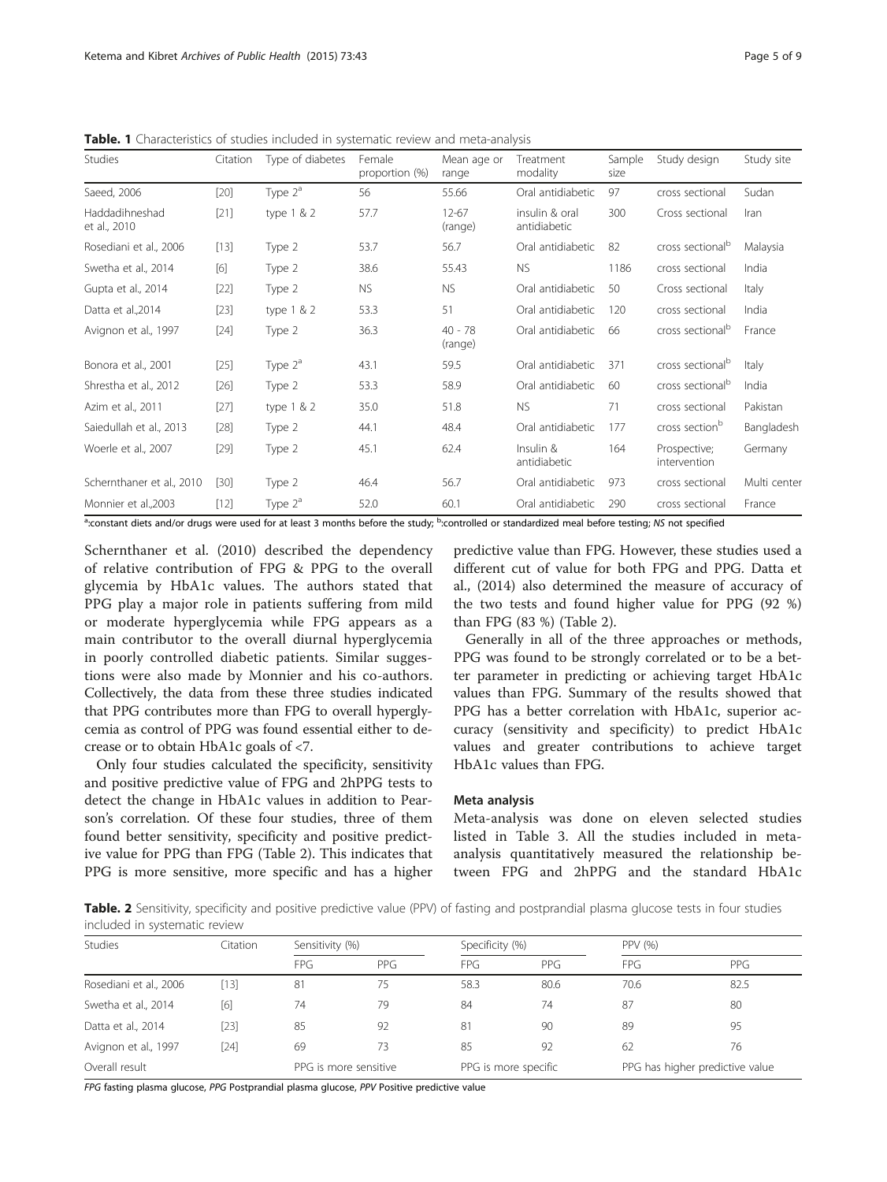**Table. 1** Characteristics of studies included in systematic review and meta-analysis

| Studies | Citation | Type of diabetes | Female proportion (%) | Mean age or range | Treatment modality | Sample size | Study design | Study site |
|---|---|---|---|---|---|---|---|---|
| Saeed, 2006 | [20] | Type 2[a] | 56 | 55.66 | Oral antidiabetic | 97 | cross sectional | Sudan |
| Haddadihneshad et al., 2010 | [21] | type 1 & 2 | 57.7 | 12-67 (range) | insulin & oral antidiabetic | 300 | Cross sectional | Iran |
| Rosediani et al., 2006 | [13] | Type 2 | 53.7 | 56.7 | Oral antidiabetic | 82 | cross sectional[b] | Malaysia |
| Swetha et al., 2014 | [6] | Type 2 | 38.6 | 55.43 | NS | 1186 | cross sectional | India |
| Gupta et al., 2014 | [22] | Type 2 | NS | NS | Oral antidiabetic | 50 | Cross sectional | Italy |
| Datta et al.,2014 | [23] | type 1 & 2 | 53.3 | 51 | Oral antidiabetic | 120 | cross sectional | India |
| Avignon et al., 1997 | [24] | Type 2 | 36.3 | 40 - 78 (range) | Oral antidiabetic | 66 | cross sectional[b] | France |
| Bonora et al., 2001 | [25] | Type 2[a] | 43.1 | 59.5 | Oral antidiabetic | 371 | cross sectional[b] | Italy |
| Shrestha et al., 2012 | [26] | Type 2 | 53.3 | 58.9 | Oral antidiabetic | 60 | cross sectional[b] | India |
| Azim et al., 2011 | [27] | type 1 & 2 | 35.0 | 51.8 | NS | 71 | cross sectional | Pakistan |
| Saiedullah et al., 2013 | [28] | Type 2 | 44.1 | 48.4 | Oral antidiabetic | 177 | cross section[b] | Bangladesh |
| Woerle et al., 2007 | [29] | Type 2 | 45.1 | 62.4 | Insulin & antidiabetic | 164 | Prospective; intervention | Germany |
| Schernthaner et al., 2010 | [30] | Type 2 | 46.4 | 56.7 | Oral antidiabetic | 973 | cross sectional | Multi center |
| Monnier et al.,2003 | [12] | Type 2[a] | 52.0 | 60.1 | Oral antidiabetic | 290 | cross sectional | France |

[a]:constant diets and/or drugs were used for at least 3 months before the study; [b]:controlled or standardized meal before testing; *NS* not specified

Schernthaner et al. (2010) described the dependency of relative contribution of FPG & PPG to the overall glycemia by HbA1c values. The authors stated that PPG play a major role in patients suffering from mild or moderate hyperglycemia while FPG appears as a main contributor to the overall diurnal hyperglycemia in poorly controlled diabetic patients. Similar suggestions were also made by Monnier and his co-authors. Collectively, the data from these three studies indicated that PPG contributes more than FPG to overall hyperglycemia as control of PPG was found essential either to decrease or to obtain HbA1c goals of <7.

Only four studies calculated the specificity, sensitivity and positive predictive value of FPG and 2hPPG tests to detect the change in HbA1c values in addition to Pearson's correlation. Of these four studies, three of them found better sensitivity, specificity and positive predictive value for PPG than FPG (Table 2). This indicates that PPG is more sensitive, more specific and has a higher predictive value than FPG. However, these studies used a different cut of value for both FPG and PPG. Datta et al., (2014) also determined the measure of accuracy of the two tests and found higher value for PPG (92 %) than FPG (83 %) (Table 2).

Generally in all of the three approaches or methods, PPG was found to be strongly correlated or to be a better parameter in predicting or achieving target HbA1c values than FPG. Summary of the results showed that PPG has a better correlation with HbA1c, superior accuracy (sensitivity and specificity) to predict HbA1c values and greater contributions to achieve target HbA1c values than FPG.

#### Meta analysis

Meta-analysis was done on eleven selected studies listed in Table 3. All the studies included in meta-analysis quantitatively measured the relationship between FPG and 2hPPG and the standard HbA1c

**Table. 2** Sensitivity, specificity and positive predictive value (PPV) of fasting and postprandial plasma glucose tests in four studies included in systematic review

| Studies | Citation | Sensitivity (%) | | Specificity (%) | | PPV (%) | |
|---|---|---|---|---|---|---|---|
| | | FPG | PPG | FPG | PPG | FPG | PPG |
| Rosediani et al., 2006 | [13] | 81 | 75 | 58.3 | 80.6 | 70.6 | 82.5 |
| Swetha et al., 2014 | [6] | 74 | 79 | 84 | 74 | 87 | 80 |
| Datta et al., 2014 | [23] | 85 | 92 | 81 | 90 | 89 | 95 |
| Avignon et al., 1997 | [24] | 69 | 73 | 85 | 92 | 62 | 76 |
| Overall result | | PPG is more sensitive | | PPG is more specific | | PPG has higher predictive value | |

*FPG* fasting plasma glucose, *PPG* Postprandial plasma glucose, *PPV* Positive predictive value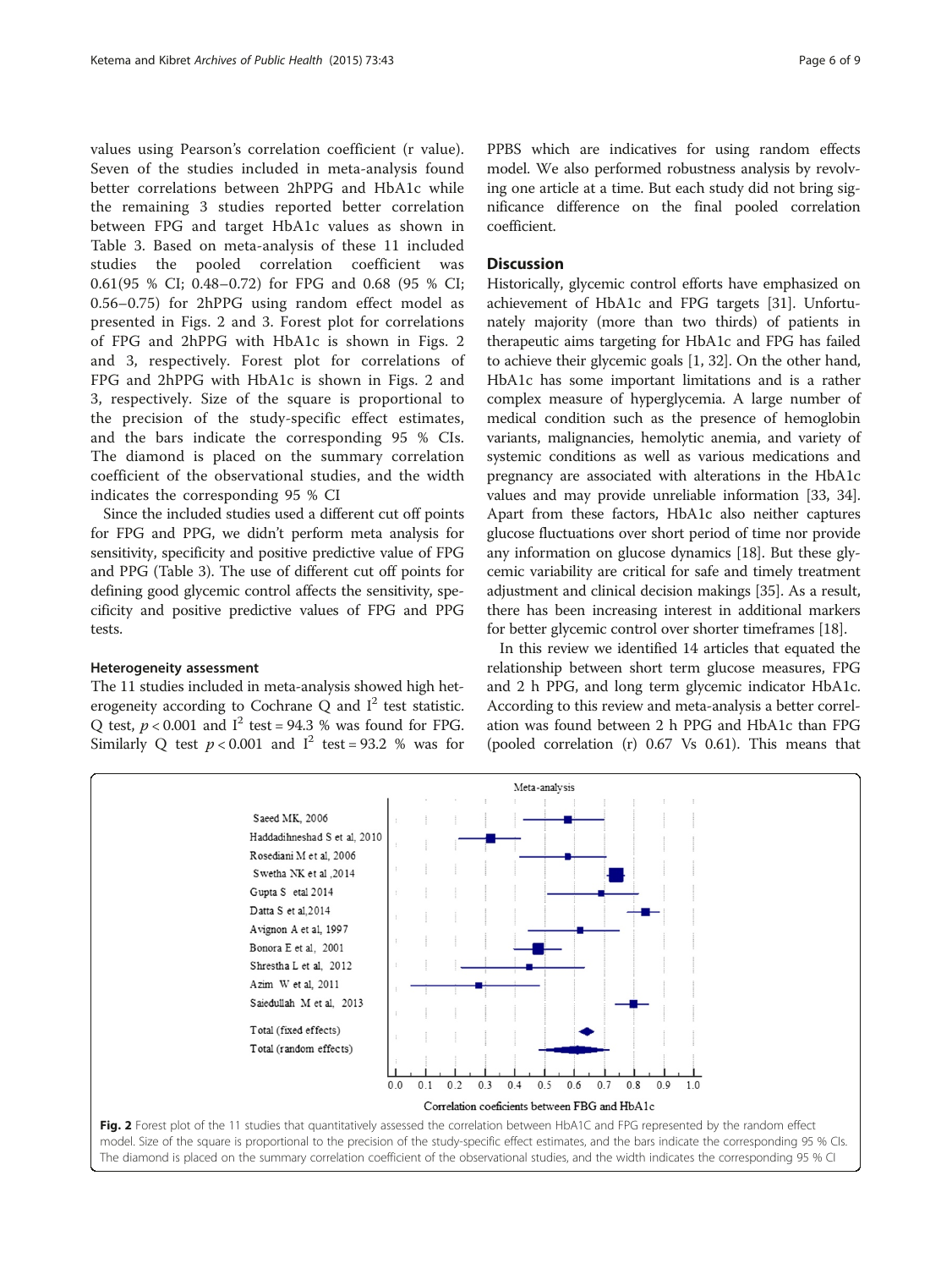values using Pearson's correlation coefficient (r value). Seven of the studies included in meta-analysis found better correlations between 2hPPG and HbA1c while the remaining 3 studies reported better correlation between FPG and target HbA1c values as shown in Table 3. Based on meta-analysis of these 11 included studies the pooled correlation coefficient was 0.61(95 % CI; 0.48–0.72) for FPG and 0.68 (95 % CI; 0.56–0.75) for 2hPPG using random effect model as presented in Figs. 2 and 3. Forest plot for correlations of FPG and 2hPPG with HbA1c is shown in Figs. 2 and 3, respectively. Forest plot for correlations of FPG and 2hPPG with HbA1c is shown in Figs. 2 and 3, respectively. Size of the square is proportional to the precision of the study-specific effect estimates, and the bars indicate the corresponding 95 % CIs. The diamond is placed on the summary correlation coefficient of the observational studies, and the width indicates the corresponding 95 % CI

Since the included studies used a different cut off points for FPG and PPG, we didn't perform meta analysis for sensitivity, specificity and positive predictive value of FPG and PPG (Table 3). The use of different cut off points for defining good glycemic control affects the sensitivity, specificity and positive predictive values of FPG and PPG tests.

### Heterogeneity assessment

The 11 studies included in meta-analysis showed high heterogeneity according to Cochrane Q and $I^2$ test statistic. Q test, $p < 0.001$ and $I^2$ test = 94.3 % was found for FPG. Similarly Q test $p < 0.001$ and $I^2$ test = 93.2 % was for PPBS which are indicatives for using random effects model. We also performed robustness analysis by revolving one article at a time. But each study did not bring significance difference on the final pooled correlation coefficient.

## Discussion

Historically, glycemic control efforts have emphasized on achievement of HbA1c and FPG targets [31]. Unfortunately majority (more than two thirds) of patients in therapeutic aims targeting for HbA1c and FPG has failed to achieve their glycemic goals [1, 32]. On the other hand, HbA1c has some important limitations and is a rather complex measure of hyperglycemia. A large number of medical condition such as the presence of hemoglobin variants, malignancies, hemolytic anemia, and variety of systemic conditions as well as various medications and pregnancy are associated with alterations in the HbA1c values and may provide unreliable information [33, 34]. Apart from these factors, HbA1c also neither captures glucose fluctuations over short period of time nor provide any information on glucose dynamics [18]. But these glycemic variability are critical for safe and timely treatment adjustment and clinical decision makings [35]. As a result, there has been increasing interest in additional markers for better glycemic control over shorter timeframes [18].

In this review we identified 14 articles that equated the relationship between short term glucose measures, FPG and 2 h PPG, and long term glycemic indicator HbA1c. According to this review and meta-analysis a better correlation was found between 2 h PPG and HbA1c than FPG (pooled correlation (r) 0.67 Vs 0.61). This means that

**Fig. 2** Forest plot of the 11 studies that quantitatively assessed the correlation between HbA1C and FPG represented by the random effect model. Size of the square is proportional to the precision of the study-specific effect estimates, and the bars indicate the corresponding 95 % CIs. The diamond is placed on the summary correlation coefficient of the observational studies, and the width indicates the corresponding 95 % CI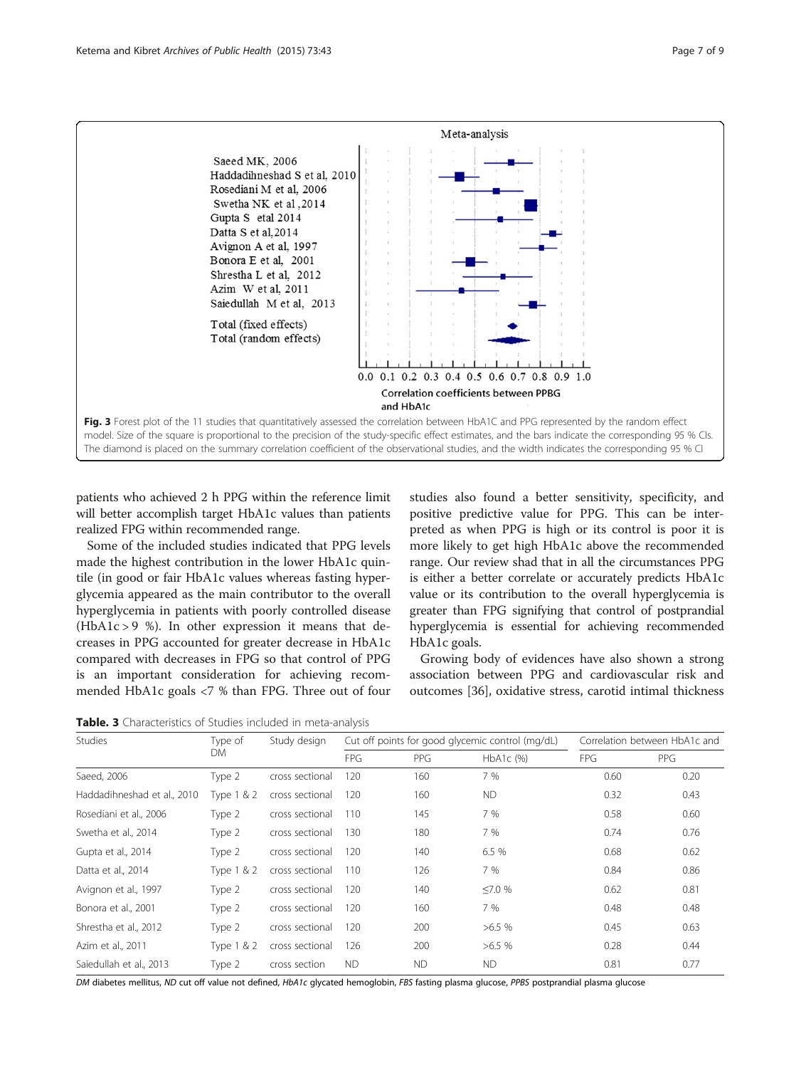Fig. 3 Forest plot of the 11 studies that quantitatively assessed the correlation between HbA1C and PPG represented by the random effect model. Size of the square is proportional to the precision of the study-specific effect estimates, and the bars indicate the corresponding 95 % CIs. The diamond is placed on the summary correlation coefficient of the observational studies, and the width indicates the corresponding 95 % CI

patients who achieved 2 h PPG within the reference limit will better accomplish target HbA1c values than patients realized FPG within recommended range.

Some of the included studies indicated that PPG levels made the highest contribution in the lower HbA1c quintile (in good or fair HbA1c values whereas fasting hyperglycemia appeared as the main contributor to the overall hyperglycemia in patients with poorly controlled disease (HbA1c > 9 %). In other expression it means that decreases in PPG accounted for greater decrease in HbA1c compared with decreases in FPG so that control of PPG is an important consideration for achieving recommended HbA1c goals <7 % than FPG. Three out of four studies also found a better sensitivity, specificity, and positive predictive value for PPG. This can be interpreted as when PPG is high or its control is poor it is more likely to get high HbA1c above the recommended range. Our review shad that in all the circumstances PPG is either a better correlate or accurately predicts HbA1c value or its contribution to the overall hyperglycemia is greater than FPG signifying that control of postprandial hyperglycemia is essential for achieving recommended HbA1c goals.

Growing body of evidences have also shown a strong association between PPG and cardiovascular risk and outcomes [36], oxidative stress, carotid intimal thickness

**Table. 3** Characteristics of Studies included in meta-analysis

| Studies | Type of DM | Study design | Cut off points for good glycemic control (mg/dL) | | | Correlation between HbA1c and | |
|---|---|---|---|---|---|---|---|
| | | | FPG | PPG | HbA1c (%) | FPG | PPG |
| Saeed, 2006 | Type 2 | cross sectional | 120 | 160 | 7 % | 0.60 | 0.20 |
| Haddadihneshad et al., 2010 | Type 1 & 2 | cross sectional | 120 | 160 | ND | 0.32 | 0.43 |
| Rosediani et al., 2006 | Type 2 | cross sectional | 110 | 145 | 7 % | 0.58 | 0.60 |
| Swetha et al., 2014 | Type 2 | cross sectional | 130 | 180 | 7 % | 0.74 | 0.76 |
| Gupta et al., 2014 | Type 2 | cross sectional | 120 | 140 | 6.5 % | 0.68 | 0.62 |
| Datta et al., 2014 | Type 1 & 2 | cross sectional | 110 | 126 | 7 % | 0.84 | 0.86 |
| Avignon et al., 1997 | Type 2 | cross sectional | 120 | 140 | ≤7.0 % | 0.62 | 0.81 |
| Bonora et al., 2001 | Type 2 | cross sectional | 120 | 160 | 7 % | 0.48 | 0.48 |
| Shrestha et al., 2012 | Type 2 | cross sectional | 120 | 200 | >6.5 % | 0.45 | 0.63 |
| Azim et al., 2011 | Type 1 & 2 | cross sectional | 126 | 200 | >6.5 % | 0.28 | 0.44 |
| Saiedullah et al., 2013 | Type 2 | cross section | ND | ND | ND | 0.81 | 0.77 |

*DM* diabetes mellitus, *ND* cut off value not defined, *HbA1c* glycated hemoglobin, *FBS* fasting plasma glucose, *PPBS* postprandial plasma glucose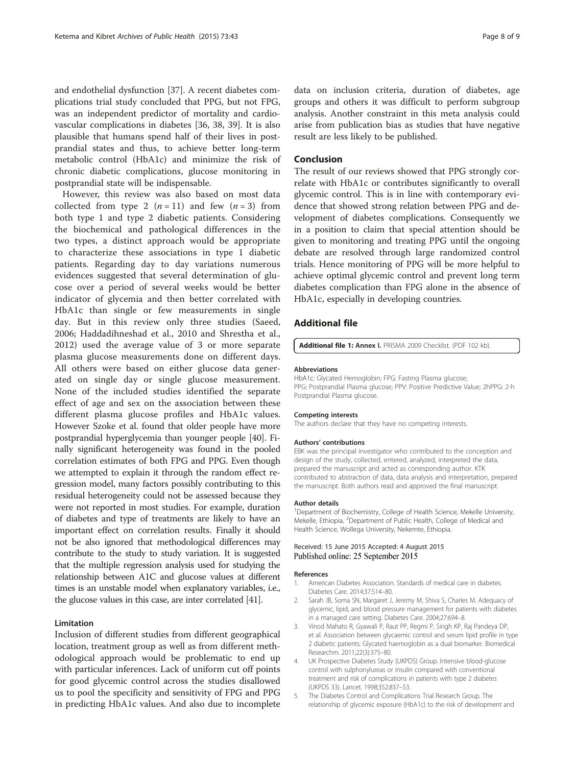and endothelial dysfunction [37]. A recent diabetes complications trial study concluded that PPG, but not FPG, was an independent predictor of mortality and cardiovascular complications in diabetes [36, 38, 39]. It is also plausible that humans spend half of their lives in postprandial states and thus, to achieve better long-term metabolic control (HbA1c) and minimize the risk of chronic diabetic complications, glucose monitoring in postprandial state will be indispensable.

However, this review was also based on most data collected from type 2 ($n = 11$) and few ($n = 3$) from both type 1 and type 2 diabetic patients. Considering the biochemical and pathological differences in the two types, a distinct approach would be appropriate to characterize these associations in type 1 diabetic patients. Regarding day to day variations numerous evidences suggested that several determination of glucose over a period of several weeks would be better indicator of glycemia and then better correlated with HbA1c than single or few measurements in single day. But in this review only three studies (Saeed, 2006; Haddadihneshad et al., 2010 and Shrestha et al., 2012) used the average value of 3 or more separate plasma glucose measurements done on different days. All others were based on either glucose data generated on single day or single glucose measurement. None of the included studies identified the separate effect of age and sex on the association between these different plasma glucose profiles and HbA1c values. However Szoke et al. found that older people have more postprandial hyperglycemia than younger people [40]. Finally significant heterogeneity was found in the pooled correlation estimates of both FPG and PPG. Even though we attempted to explain it through the random effect regression model, many factors possibly contributing to this residual heterogeneity could not be assessed because they were not reported in most studies. For example, duration of diabetes and type of treatments are likely to have an important effect on correlation results. Finally it should not be also ignored that methodological differences may contribute to the study to study variation. It is suggested that the multiple regression analysis used for studying the relationship between A1C and glucose values at different times is an unstable model when explanatory variables, i.e., the glucose values in this case, are inter correlated [41].

### Limitation

Inclusion of different studies from different geographical location, treatment group as well as from different methodological approach would be problematic to end up with particular inferences. Lack of uniform cut off points for good glycemic control across the studies disallowed us to pool the specificity and sensitivity of FPG and PPG in predicting HbA1c values. And also due to incomplete data on inclusion criteria, duration of diabetes, age groups and others it was difficult to perform subgroup analysis. Another constraint in this meta analysis could arise from publication bias as studies that have negative result are less likely to be published.

## Conclusion

The result of our reviews showed that PPG strongly correlate with HbA1c or contributes significantly to overall glycemic control. This is in line with contemporary evidence that showed strong relation between PPG and development of diabetes complications. Consequently we in a position to claim that special attention should be given to monitoring and treating PPG until the ongoing debate are resolved through large randomized control trials. Hence monitoring of PPG will be more helpful to achieve optimal glycemic control and prevent long term diabetes complication than FPG alone in the absence of HbA1c, especially in developing countries.

## Additional file

**Additional file 1: Annex I.** PRISMA 2009 Checklist. (PDF 102 kb).

#### Abbreviations

HbA1c: Glycated Hemoglobin; FPG: Fasting Plasma glucose; PPG: Postprandial Plasma glucose; PPV: Positive Predictive Value; 2hPPG: 2-h Postprandial Plasma glucose.

#### Competing interests

The authors declare that they have no competing interests.

#### Authors' contributions

EBK was the principal investigator who contributed to the conception and design of the study, collected, entered, analyzed, interpreted the data, prepared the manuscript and acted as corresponding author. KTK contributed to abstraction of data, data analysis and interpretation, prepared the manuscript. Both authors read and approved the final manuscript.

#### Author details

[1]Department of Biochemistry, College of Health Science, Mekelle University, Mekelle, Ethiopia. [2]Department of Public Health, College of Medical and Health Science, Wollega University, Nekemte, Ethiopia.

Received: 15 June 2015 Accepted: 4 August 2015
Published online: 25 September 2015

#### References

1. American Diabetes Association. Standards of medical care in diabetes. Diabetes Care. 2014;37:S14–80.
2. Sarah JB, Soma SN, Margaret J, Jeremy M, Shiva S, Charles M. Adequacy of glycemic, lipid, and blood pressure management for patients with diabetes in a managed care setting. Diabetes Care. 2004;27:694–8.
3. Vinod Mahato R, Gyawali P, Raut PP, Regmi P, Singh KP, Raj Pandeya DP, et al. Association between glycaemic control and serum lipid profile in type 2 diabetic patients: Glycated haemoglobin as a dual biomarker. Biomedical Researchm. 2011;22(3):375–80.
4. UK Prospective Diabetes Study (UKPDS) Group. Intensive blood-glucose control with sulphonylureas or insulin compared with conventional treatment and risk of complications in patients with type 2 diabetes (UKPDS 33). Lancet. 1998;352:837–53.
5. The Diabetes Control and Complications Trial Research Group. The relationship of glycemic exposure (HbA1c) to the risk of development and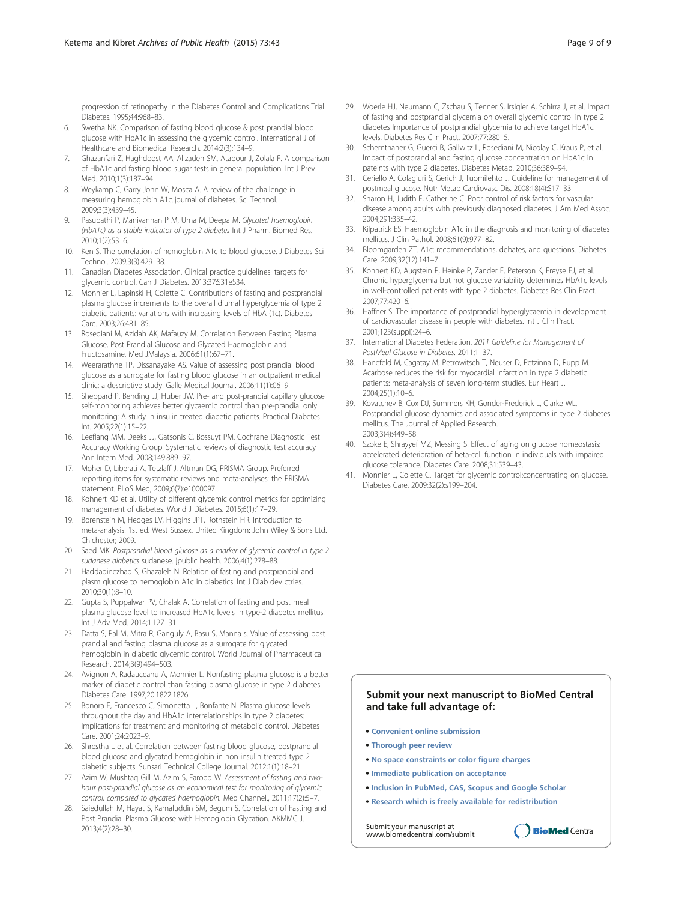progression of retinopathy in the Diabetes Control and Complications Trial. Diabetes. 1995;44:968–83.

6. Swetha NK. Comparison of fasting blood glucose & post prandial blood glucose with HbA1c in assessing the glycemic control. International J of Healthcare and Biomedical Research. 2014;2(3):134–9.
7. Ghazanfari Z, Haghdoost AA, Alizadeh SM, Atapour J, Zolala F. A comparison of HbA1c and fasting blood sugar tests in general population. Int J Prev Med. 2010;1(3):187–94.
8. Weykamp C, Garry John W, Mosca A. A review of the challenge in measuring hemoglobin A1c..journal of diabetes. Sci Technol. 2009;3(3):439–45.
9. Pasupathi P, Manivannan P M, Uma M, Deepa M. *Glycated haemoglobin (HbA1c) as a stable indicator of type 2 diabetes* Int J Pharm. Biomed Res. 2010;1(2):53–6.
10. Ken S. The correlation of hemoglobin A1c to blood glucose. J Diabetes Sci Technol. 2009;3(3):429–38.
11. Canadian Diabetes Association. Clinical practice guidelines: targets for glycemic control. Can J Diabetes. 2013;37:S31eS34.
12. Monnier L, Lapinski H, Colette C. Contributions of fasting and postprandial plasma glucose increments to the overall diurnal hyperglycemia of type 2 diabetic patients: variations with increasing levels of HbA (1c). Diabetes Care. 2003;26:481–85.
13. Rosediani M, Azidah AK, Mafauzy M. Correlation Between Fasting Plasma Glucose, Post Prandial Glucose and Glycated Haemoglobin and Fructosamine. Med JMalaysia. 2006;61(1):67–71.
14. Weerarathne TP, Dissanayake AS. Value of assessing post prandial blood glucose as a surrogate for fasting blood glucose in an outpatient medical clinic: a descriptive study. Galle Medical Journal. 2006;11(1):06–9.
15. Sheppard P, Bending JJ, Huber JW. Pre- and post-prandial capillary glucose self-monitoring achieves better glycaemic control than pre-prandial only monitoring: A study in insulin treated diabetic patients. Practical Diabetes Int. 2005;22(1):15–22.
16. Leeflang MM, Deeks JJ, Gatsonis C, Bossuyt PM. Cochrane Diagnostic Test Accuracy Working Group. Systematic reviews of diagnostic test accuracy Ann Intern Med. 2008;149:889–97.
17. Moher D, Liberati A, Tetzlaff J, Altman DG, PRISMA Group. Preferred reporting items for systematic reviews and meta-analyses: the PRISMA statement. PLoS Med, 2009;6(7):e1000097.
18. Kohnert KD et al. Utility of different glycemic control metrics for optimizing management of diabetes. World J Diabetes. 2015;6(1):17–29.
19. Borenstein M, Hedges LV, Higgins JPT, Rothstein HR. Introduction to meta-analysis. 1st ed. West Sussex, United Kingdom: John Wiley & Sons Ltd. Chichester; 2009.
20. Saed MK. *Postprandial blood glucose as a marker of glycemic control in type 2 sudanese diabetics* sudanese. jpublic health. 2006;4(1):278–88.
21. Haddadinezhad S, Ghazaleh N. Relation of fasting and postprandial and plasm glucose to hemoglobin A1c in diabetics. Int J Diab dev ctries. 2010;30(1):8–10.
22. Gupta S, Puppalwar PV, Chalak A. Correlation of fasting and post meal plasma glucose level to increased HbA1c levels in type-2 diabetes mellitus. Int J Adv Med. 2014;1:127–31.
23. Datta S, Pal M, Mitra R, Ganguly A, Basu S, Manna s. Value of assessing post prandial and fasting plasma glucose as a surrogate for glycated hemoglobin in diabetic glycemic control. World Journal of Pharmaceutical Research. 2014;3(9):494–503.
24. Avignon A, Radauceanu A, Monnier L. Nonfasting plasma glucose is a better marker of diabetic control than fasting plasma glucose in type 2 diabetes. Diabetes Care. 1997;20:1822.1826.
25. Bonora E, Francesco C, Simonetta L, Bonfante N. Plasma glucose levels throughout the day and HbA1c interrelationships in type 2 diabetes: Implications for treatment and monitoring of metabolic control. Diabetes Care. 2001;24:2023–9.
26. Shrestha L et al. Correlation between fasting blood glucose, postprandial blood glucose and glycated hemoglobin in non insulin treated type 2 diabetic subjects. Sunsari Technical College Journal. 2012;1(1):18–21.
27. Azim W, Mushtaq Gill M, Azim S, Farooq W. *Assessment of fasting and two-hour post-prandial glucose as an economical test for monitoring of glycemic control, compared to glycated haemoglobin.* Med Channel., 2011;17(2):5–7.
28. Saiedullah M, Hayat S, Kamaluddin SM, Begum S. Correlation of Fasting and Post Prandial Plasma Glucose with Hemoglobin Glycation. AKMMC J. 2013;4(2):28–30.
29. Woerle HJ, Neumann C, Zschau S, Tenner S, Irsigler A, Schirra J, et al. Impact of fasting and postprandial glycemia on overall glycemic control in type 2 diabetes Importance of postprandial glycemia to achieve target HbA1c levels. Diabetes Res Clin Pract. 2007;77:280–5.
30. Schernthaner G, Guerci B, Gallwitz L, Rosediani M, Nicolay C, Kraus P, et al. Impact of postprandial and fasting glucose concentration on HbA1c in pateints with type 2 diabetes. Diabetes Metab. 2010;36:389–94.
31. Ceriello A, Colagiuri S, Gerich J, Tuomilehto J. Guideline for management of postmeal glucose. Nutr Metab Cardiovasc Dis. 2008;18(4):S17–33.
32. Sharon H, Judith F, Catherine C. Poor control of risk factors for vascular disease among adults with previously diagnosed diabetes. J Am Med Assoc. 2004;291:335–42.
33. Kilpatrick ES. Haemoglobin A1c in the diagnosis and monitoring of diabetes mellitus. J Clin Pathol. 2008;61(9):977–82.
34. Bloomgarden ZT. A1c: recommendations, debates, and questions. Diabetes Care. 2009;32(12):141–7.
35. Kohnert KD, Augstein P, Heinke P, Zander E, Peterson K, Freyse EJ, et al. Chronic hyperglycemia but not glucose variability determines HbA1c levels in well-controlled patients with type 2 diabetes. Diabetes Res Clin Pract. 2007;77:420–6.
36. Haffner S. The importance of postprandial hyperglycaemia in development of cardiovascular disease in people with diabetes. Int J Clin Pract. 2001;123(suppl):24–6.
37. International Diabetes Federation, *2011 Guideline for Management of PostMeal Glucose in Diabetes.* 2011;1–37.
38. Hanefeld M, Cagatay M, Petrowitsch T, Neuser D, Petzinna D, Rupp M. Acarbose reduces the risk for myocardial infarction in type 2 diabetic patients: meta-analysis of seven long-term studies. Eur Heart J. 2004;25(1):10–6.
39. Kovatchev B, Cox DJ, Summers KH, Gonder-Frederick L, Clarke WL. Postprandial glucose dynamics and associated symptoms in type 2 diabetes mellitus. The Journal of Applied Research. 2003;3(4):449–58.
40. Szoke E, Shrayyef MZ, Messing S. Effect of aging on glucose homeostasis: accelerated deterioration of beta-cell function in individuals with impaired glucose tolerance. Diabetes Care. 2008;31:539–43.
41. Monnier L, Colette C. Target for glycemic control:concentrating on glucose. Diabetes Care. 2009;32(2):s199–204.

**Submit your next manuscript to BioMed Central and take full advantage of:**

- **Convenient online submission**
- **Thorough peer review**
- **No space constraints or color figure charges**
- **Immediate publication on acceptance**
- **Inclusion in PubMed, CAS, Scopus and Google Scholar**
- **Research which is freely available for redistribution**

Submit your manuscript at
www.biomedcentral.com/submit

BioMed Central